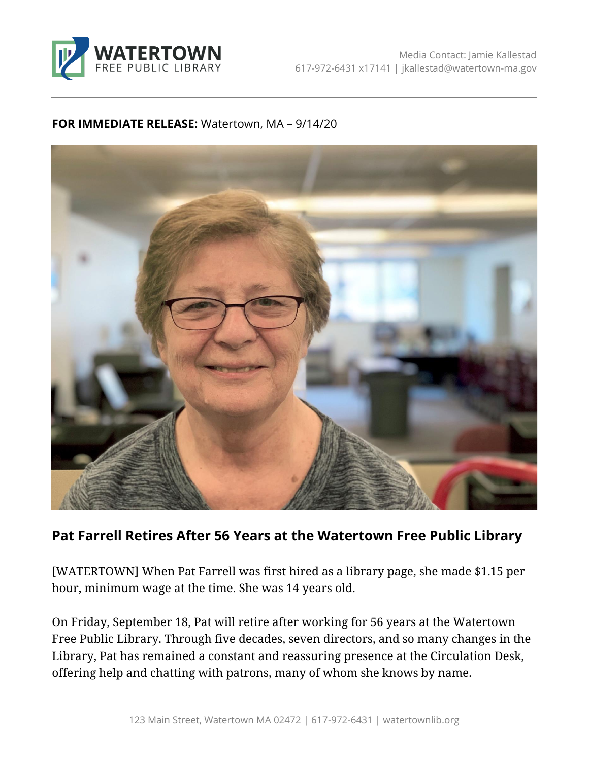WATERTOWN FREE PUBLIC LIBRARY

Media Contact: Jamie Kallestad
617-972-6431 x17141 | jkallestad@watertown-ma.gov

**FOR IMMEDIATE RELEASE:** Watertown, MA – 9/14/20

## Pat Farrell Retires After 56 Years at the Watertown Free Public Library

[WATERTOWN] When Pat Farrell was first hired as a library page, she made $1.15 per hour, minimum wage at the time. She was 14 years old.

On Friday, September 18, Pat will retire after working for 56 years at the Watertown Free Public Library. Through five decades, seven directors, and so many changes in the Library, Pat has remained a constant and reassuring presence at the Circulation Desk, offering help and chatting with patrons, many of whom she knows by name.

123 Main Street, Watertown MA 02472 | 617-972-6431 | watertownlib.org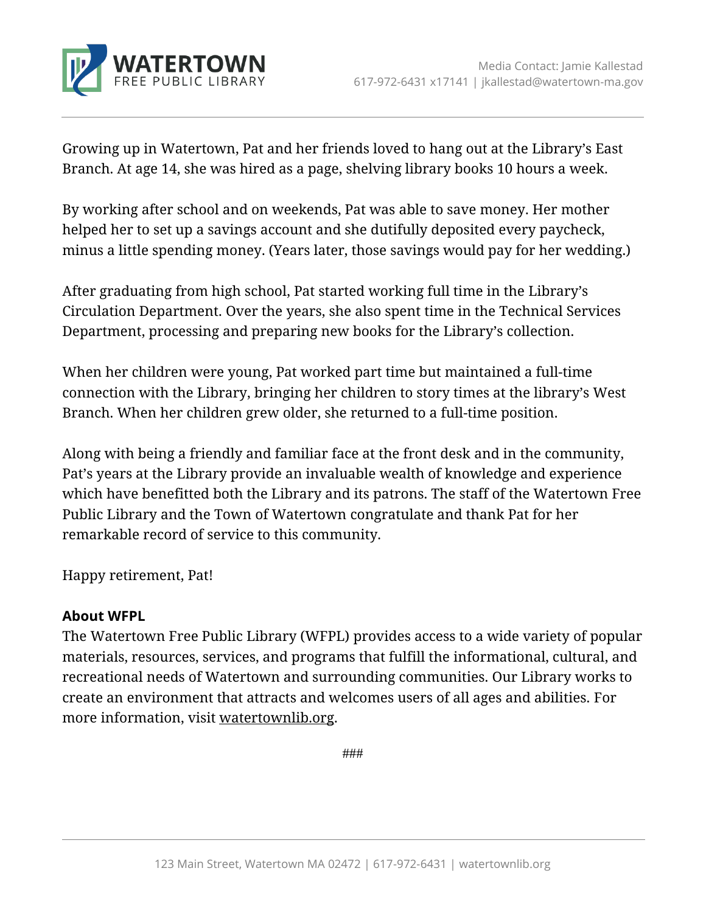Growing up in Watertown, Pat and her friends loved to hang out at the Library's East Branch. At age 14, she was hired as a page, shelving library books 10 hours a week.

By working after school and on weekends, Pat was able to save money. Her mother helped her to set up a savings account and she dutifully deposited every paycheck, minus a little spending money. (Years later, those savings would pay for her wedding.)

After graduating from high school, Pat started working full time in the Library's Circulation Department. Over the years, she also spent time in the Technical Services Department, processing and preparing new books for the Library's collection.

When her children were young, Pat worked part time but maintained a full-time connection with the Library, bringing her children to story times at the library's West Branch. When her children grew older, she returned to a full-time position.

Along with being a friendly and familiar face at the front desk and in the community, Pat's years at the Library provide an invaluable wealth of knowledge and experience which have benefitted both the Library and its patrons. The staff of the Watertown Free Public Library and the Town of Watertown congratulate and thank Pat for her remarkable record of service to this community.

Happy retirement, Pat!

**About WFPL**

The Watertown Free Public Library (WFPL) provides access to a wide variety of popular materials, resources, services, and programs that fulfill the informational, cultural, and recreational needs of Watertown and surrounding communities. Our Library works to create an environment that attracts and welcomes users of all ages and abilities. For more information, visit watertownlib.org.

###